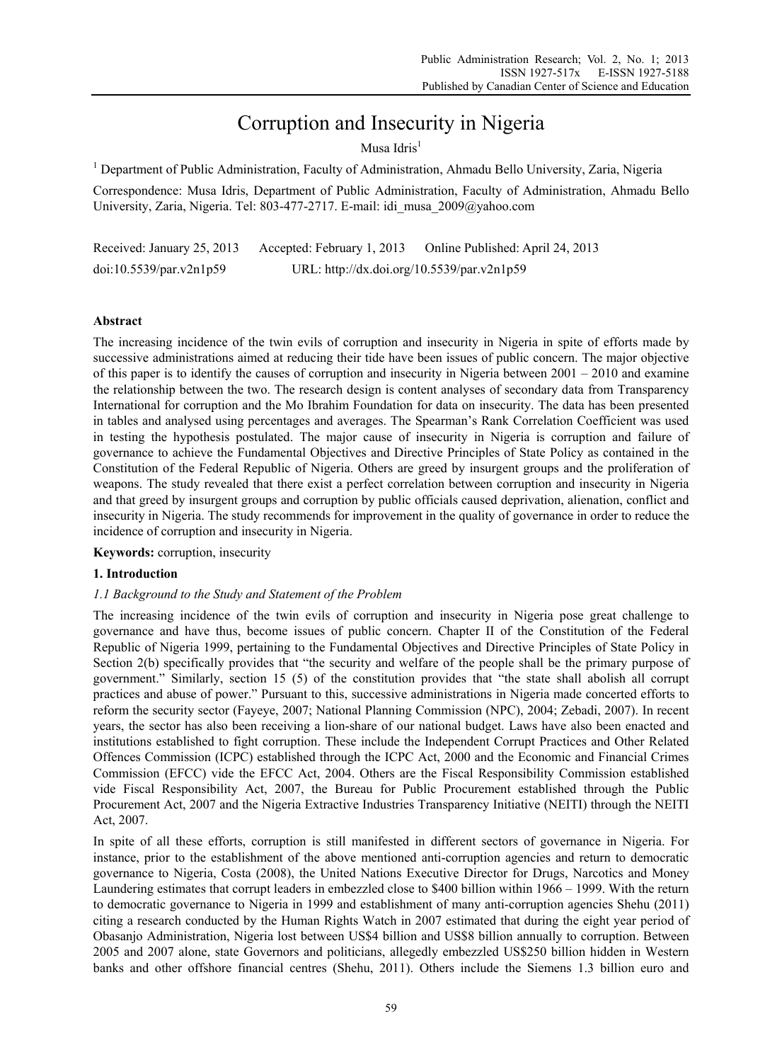# Corruption and Insecurity in Nigeria

Musa Idris[1]

[1] Department of Public Administration, Faculty of Administration, Ahmadu Bello University, Zaria, Nigeria

Correspondence: Musa Idris, Department of Public Administration, Faculty of Administration, Ahmadu Bello University, Zaria, Nigeria. Tel: 803-477-2717. E-mail: idi_musa_2009@yahoo.com

Received: January 25, 2013 Accepted: February 1, 2013 Online Published: April 24, 2013

doi:10.5539/par.v2n1p59 URL: http://dx.doi.org/10.5539/par.v2n1p59

## Abstract

The increasing incidence of the twin evils of corruption and insecurity in Nigeria in spite of efforts made by successive administrations aimed at reducing their tide have been issues of public concern. The major objective of this paper is to identify the causes of corruption and insecurity in Nigeria between 2001 – 2010 and examine the relationship between the two. The research design is content analyses of secondary data from Transparency International for corruption and the Mo Ibrahim Foundation for data on insecurity. The data has been presented in tables and analysed using percentages and averages. The Spearman's Rank Correlation Coefficient was used in testing the hypothesis postulated. The major cause of insecurity in Nigeria is corruption and failure of governance to achieve the Fundamental Objectives and Directive Principles of State Policy as contained in the Constitution of the Federal Republic of Nigeria. Others are greed by insurgent groups and the proliferation of weapons. The study revealed that there exist a perfect correlation between corruption and insecurity in Nigeria and that greed by insurgent groups and corruption by public officials caused deprivation, alienation, conflict and insecurity in Nigeria. The study recommends for improvement in the quality of governance in order to reduce the incidence of corruption and insecurity in Nigeria.

**Keywords:** corruption, insecurity

## 1. Introduction

### *1.1 Background to the Study and Statement of the Problem*

The increasing incidence of the twin evils of corruption and insecurity in Nigeria pose great challenge to governance and have thus, become issues of public concern. Chapter II of the Constitution of the Federal Republic of Nigeria 1999, pertaining to the Fundamental Objectives and Directive Principles of State Policy in Section 2(b) specifically provides that "the security and welfare of the people shall be the primary purpose of government." Similarly, section 15 (5) of the constitution provides that "the state shall abolish all corrupt practices and abuse of power." Pursuant to this, successive administrations in Nigeria made concerted efforts to reform the security sector (Fayeye, 2007; National Planning Commission (NPC), 2004; Zebadi, 2007). In recent years, the sector has also been receiving a lion-share of our national budget. Laws have also been enacted and institutions established to fight corruption. These include the Independent Corrupt Practices and Other Related Offences Commission (ICPC) established through the ICPC Act, 2000 and the Economic and Financial Crimes Commission (EFCC) vide the EFCC Act, 2004. Others are the Fiscal Responsibility Commission established vide Fiscal Responsibility Act, 2007, the Bureau for Public Procurement established through the Public Procurement Act, 2007 and the Nigeria Extractive Industries Transparency Initiative (NEITI) through the NEITI Act, 2007.

In spite of all these efforts, corruption is still manifested in different sectors of governance in Nigeria. For instance, prior to the establishment of the above mentioned anti-corruption agencies and return to democratic governance to Nigeria, Costa (2008), the United Nations Executive Director for Drugs, Narcotics and Money Laundering estimates that corrupt leaders in embezzled close to $400 billion within 1966 – 1999. With the return to democratic governance to Nigeria in 1999 and establishment of many anti-corruption agencies Shehu (2011) citing a research conducted by the Human Rights Watch in 2007 estimated that during the eight year period of Obasanjo Administration, Nigeria lost between US$4 billion and US$8 billion annually to corruption. Between 2005 and 2007 alone, state Governors and politicians, allegedly embezzled US$250 billion hidden in Western banks and other offshore financial centres (Shehu, 2011). Others include the Siemens 1.3 billion euro and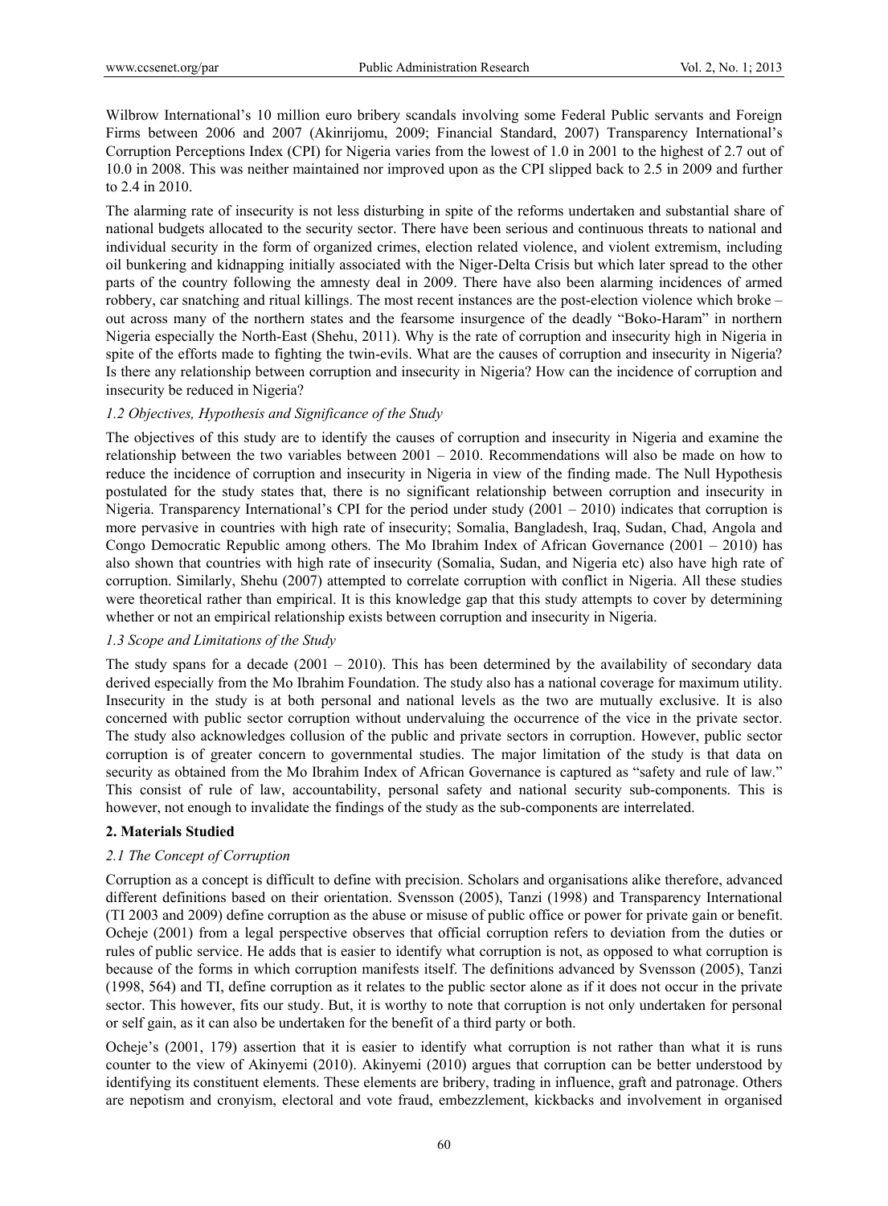Wilbrow International's 10 million euro bribery scandals involving some Federal Public servants and Foreign Firms between 2006 and 2007 (Akinrijomu, 2009; Financial Standard, 2007) Transparency International's Corruption Perceptions Index (CPI) for Nigeria varies from the lowest of 1.0 in 2001 to the highest of 2.7 out of 10.0 in 2008. This was neither maintained nor improved upon as the CPI slipped back to 2.5 in 2009 and further to 2.4 in 2010.

The alarming rate of insecurity is not less disturbing in spite of the reforms undertaken and substantial share of national budgets allocated to the security sector. There have been serious and continuous threats to national and individual security in the form of organized crimes, election related violence, and violent extremism, including oil bunkering and kidnapping initially associated with the Niger-Delta Crisis but which later spread to the other parts of the country following the amnesty deal in 2009. There have also been alarming incidences of armed robbery, car snatching and ritual killings. The most recent instances are the post-election violence which broke – out across many of the northern states and the fearsome insurgence of the deadly "Boko-Haram" in northern Nigeria especially the North-East (Shehu, 2011). Why is the rate of corruption and insecurity high in Nigeria in spite of the efforts made to fighting the twin-evils. What are the causes of corruption and insecurity in Nigeria? Is there any relationship between corruption and insecurity in Nigeria? How can the incidence of corruption and insecurity be reduced in Nigeria?

### *1.2 Objectives, Hypothesis and Significance of the Study*

The objectives of this study are to identify the causes of corruption and insecurity in Nigeria and examine the relationship between the two variables between 2001 – 2010. Recommendations will also be made on how to reduce the incidence of corruption and insecurity in Nigeria in view of the finding made. The Null Hypothesis postulated for the study states that, there is no significant relationship between corruption and insecurity in Nigeria. Transparency International's CPI for the period under study (2001 – 2010) indicates that corruption is more pervasive in countries with high rate of insecurity; Somalia, Bangladesh, Iraq, Sudan, Chad, Angola and Congo Democratic Republic among others. The Mo Ibrahim Index of African Governance (2001 – 2010) has also shown that countries with high rate of insecurity (Somalia, Sudan, and Nigeria etc) also have high rate of corruption. Similarly, Shehu (2007) attempted to correlate corruption with conflict in Nigeria. All these studies were theoretical rather than empirical. It is this knowledge gap that this study attempts to cover by determining whether or not an empirical relationship exists between corruption and insecurity in Nigeria.

### *1.3 Scope and Limitations of the Study*

The study spans for a decade (2001 – 2010). This has been determined by the availability of secondary data derived especially from the Mo Ibrahim Foundation. The study also has a national coverage for maximum utility. Insecurity in the study is at both personal and national levels as the two are mutually exclusive. It is also concerned with public sector corruption without undervaluing the occurrence of the vice in the private sector. The study also acknowledges collusion of the public and private sectors in corruption. However, public sector corruption is of greater concern to governmental studies. The major limitation of the study is that data on security as obtained from the Mo Ibrahim Index of African Governance is captured as "safety and rule of law." This consist of rule of law, accountability, personal safety and national security sub-components. This is however, not enough to invalidate the findings of the study as the sub-components are interrelated.

## 2. Materials Studied

### *2.1 The Concept of Corruption*

Corruption as a concept is difficult to define with precision. Scholars and organisations alike therefore, advanced different definitions based on their orientation. Svensson (2005), Tanzi (1998) and Transparency International (TI 2003 and 2009) define corruption as the abuse or misuse of public office or power for private gain or benefit. Ocheje (2001) from a legal perspective observes that official corruption refers to deviation from the duties or rules of public service. He adds that is easier to identify what corruption is not, as opposed to what corruption is because of the forms in which corruption manifests itself. The definitions advanced by Svensson (2005), Tanzi (1998, 564) and TI, define corruption as it relates to the public sector alone as if it does not occur in the private sector. This however, fits our study. But, it is worthy to note that corruption is not only undertaken for personal or self gain, as it can also be undertaken for the benefit of a third party or both.

Ocheje's (2001, 179) assertion that it is easier to identify what corruption is not rather than what it is runs counter to the view of Akinyemi (2010). Akinyemi (2010) argues that corruption can be better understood by identifying its constituent elements. These elements are bribery, trading in influence, graft and patronage. Others are nepotism and cronyism, electoral and vote fraud, embezzlement, kickbacks and involvement in organised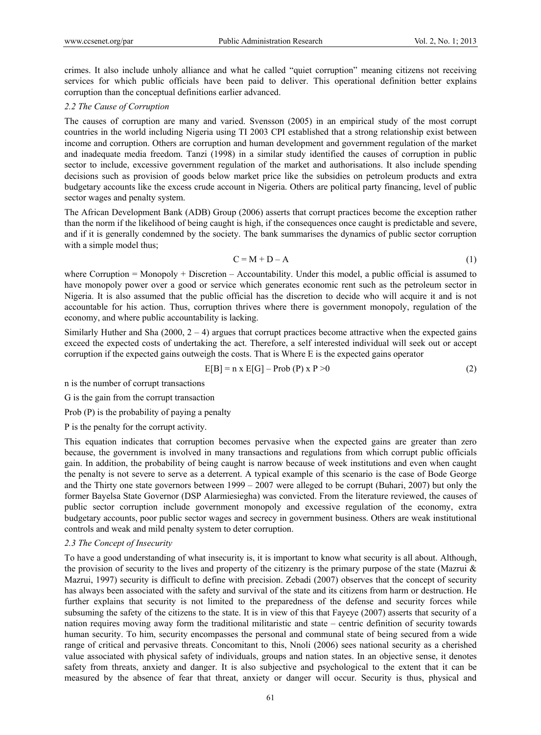crimes. It also include unholy alliance and what he called "quiet corruption" meaning citizens not receiving services for which public officials have been paid to deliver. This operational definition better explains corruption than the conceptual definitions earlier advanced.

### *2.2 The Cause of Corruption*

The causes of corruption are many and varied. Svensson (2005) in an empirical study of the most corrupt countries in the world including Nigeria using TI 2003 CPI established that a strong relationship exist between income and corruption. Others are corruption and human development and government regulation of the market and inadequate media freedom. Tanzi (1998) in a similar study identified the causes of corruption in public sector to include, excessive government regulation of the market and authorisations. It also include spending decisions such as provision of goods below market price like the subsidies on petroleum products and extra budgetary accounts like the excess crude account in Nigeria. Others are political party financing, level of public sector wages and penalty system.

The African Development Bank (ADB) Group (2006) asserts that corrupt practices become the exception rather than the norm if the likelihood of being caught is high, if the consequences once caught is predictable and severe, and if it is generally condemned by the society. The bank summarises the dynamics of public sector corruption with a simple model thus;

$$C = M + D - A \tag{1}$$

where Corruption = Monopoly + Discretion – Accountability. Under this model, a public official is assumed to have monopoly power over a good or service which generates economic rent such as the petroleum sector in Nigeria. It is also assumed that the public official has the discretion to decide who will acquire it and is not accountable for his action. Thus, corruption thrives where there is government monopoly, regulation of the economy, and where public accountability is lacking.

Similarly Huther and Sha (2000, 2 – 4) argues that corrupt practices become attractive when the expected gains exceed the expected costs of undertaking the act. Therefore, a self interested individual will seek out or accept corruption if the expected gains outweigh the costs. That is Where E is the expected gains operator

$$E[B] = n \times E[G] - \text{Prob}(P) \times P > 0 \tag{2}$$

n is the number of corrupt transactions

G is the gain from the corrupt transaction

Prob (P) is the probability of paying a penalty

P is the penalty for the corrupt activity.

This equation indicates that corruption becomes pervasive when the expected gains are greater than zero because, the government is involved in many transactions and regulations from which corrupt public officials gain. In addition, the probability of being caught is narrow because of week institutions and even when caught the penalty is not severe to serve as a deterrent. A typical example of this scenario is the case of Bode George and the Thirty one state governors between 1999 – 2007 were alleged to be corrupt (Buhari, 2007) but only the former Bayelsa State Governor (DSP Alarmiesiegha) was convicted. From the literature reviewed, the causes of public sector corruption include government monopoly and excessive regulation of the economy, extra budgetary accounts, poor public sector wages and secrecy in government business. Others are weak institutional controls and weak and mild penalty system to deter corruption.

### *2.3 The Concept of Insecurity*

To have a good understanding of what insecurity is, it is important to know what security is all about. Although, the provision of security to the lives and property of the citizenry is the primary purpose of the state (Mazrui & Mazrui, 1997) security is difficult to define with precision. Zebadi (2007) observes that the concept of security has always been associated with the safety and survival of the state and its citizens from harm or destruction. He further explains that security is not limited to the preparedness of the defense and security forces while subsuming the safety of the citizens to the state. It is in view of this that Fayeye (2007) asserts that security of a nation requires moving away form the traditional militaristic and state – centric definition of security towards human security. To him, security encompasses the personal and communal state of being secured from a wide range of critical and pervasive threats. Concomitant to this, Nnoli (2006) sees national security as a cherished value associated with physical safety of individuals, groups and nation states. In an objective sense, it denotes safety from threats, anxiety and danger. It is also subjective and psychological to the extent that it can be measured by the absence of fear that threat, anxiety or danger will occur. Security is thus, physical and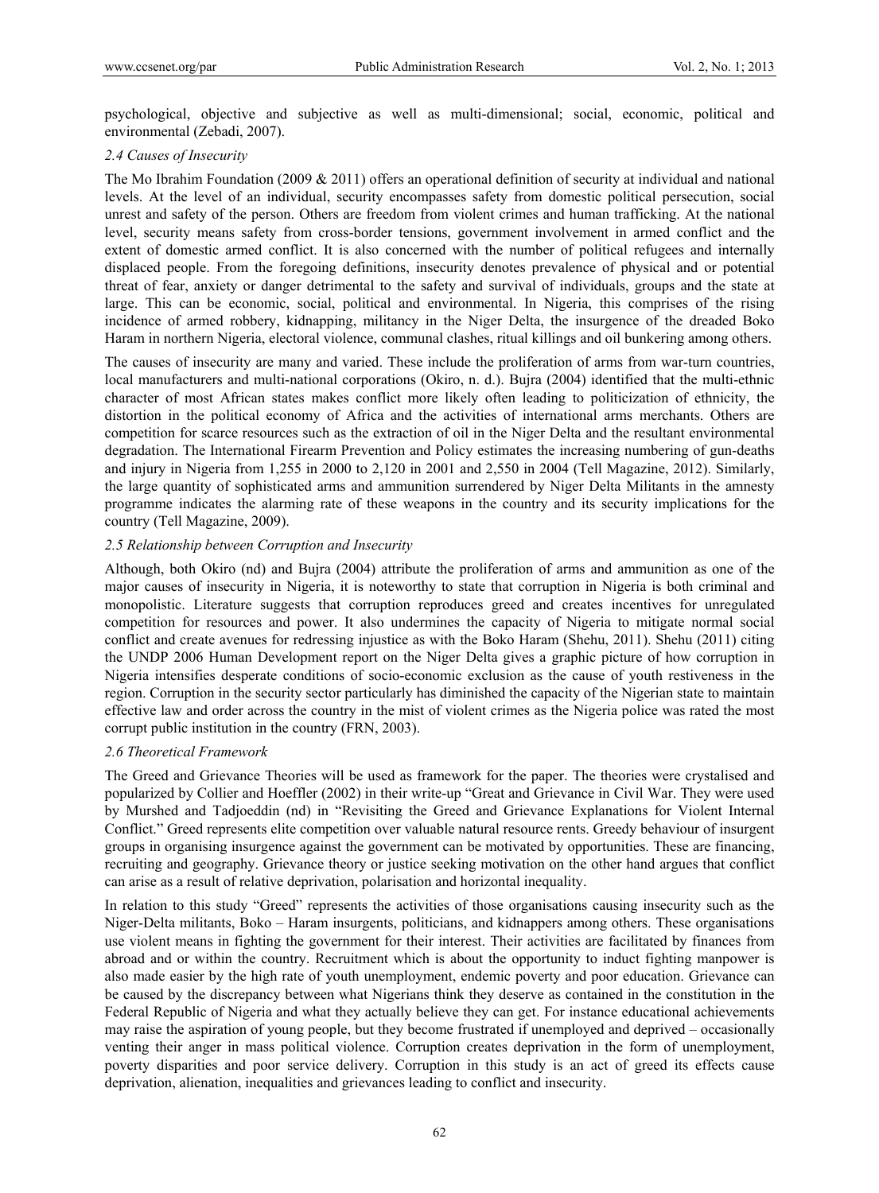psychological, objective and subjective as well as multi-dimensional; social, economic, political and environmental (Zebadi, 2007).

### *2.4 Causes of Insecurity*

The Mo Ibrahim Foundation (2009 & 2011) offers an operational definition of security at individual and national levels. At the level of an individual, security encompasses safety from domestic political persecution, social unrest and safety of the person. Others are freedom from violent crimes and human trafficking. At the national level, security means safety from cross-border tensions, government involvement in armed conflict and the extent of domestic armed conflict. It is also concerned with the number of political refugees and internally displaced people. From the foregoing definitions, insecurity denotes prevalence of physical and or potential threat of fear, anxiety or danger detrimental to the safety and survival of individuals, groups and the state at large. This can be economic, social, political and environmental. In Nigeria, this comprises of the rising incidence of armed robbery, kidnapping, militancy in the Niger Delta, the insurgence of the dreaded Boko Haram in northern Nigeria, electoral violence, communal clashes, ritual killings and oil bunkering among others.

The causes of insecurity are many and varied. These include the proliferation of arms from war-turn countries, local manufacturers and multi-national corporations (Okiro, n. d.). Bujra (2004) identified that the multi-ethnic character of most African states makes conflict more likely often leading to politicization of ethnicity, the distortion in the political economy of Africa and the activities of international arms merchants. Others are competition for scarce resources such as the extraction of oil in the Niger Delta and the resultant environmental degradation. The International Firearm Prevention and Policy estimates the increasing numbering of gun-deaths and injury in Nigeria from 1,255 in 2000 to 2,120 in 2001 and 2,550 in 2004 (Tell Magazine, 2012). Similarly, the large quantity of sophisticated arms and ammunition surrendered by Niger Delta Militants in the amnesty programme indicates the alarming rate of these weapons in the country and its security implications for the country (Tell Magazine, 2009).

### *2.5 Relationship between Corruption and Insecurity*

Although, both Okiro (nd) and Bujra (2004) attribute the proliferation of arms and ammunition as one of the major causes of insecurity in Nigeria, it is noteworthy to state that corruption in Nigeria is both criminal and monopolistic. Literature suggests that corruption reproduces greed and creates incentives for unregulated competition for resources and power. It also undermines the capacity of Nigeria to mitigate normal social conflict and create avenues for redressing injustice as with the Boko Haram (Shehu, 2011). Shehu (2011) citing the UNDP 2006 Human Development report on the Niger Delta gives a graphic picture of how corruption in Nigeria intensifies desperate conditions of socio-economic exclusion as the cause of youth restiveness in the region. Corruption in the security sector particularly has diminished the capacity of the Nigerian state to maintain effective law and order across the country in the mist of violent crimes as the Nigeria police was rated the most corrupt public institution in the country (FRN, 2003).

### *2.6 Theoretical Framework*

The Greed and Grievance Theories will be used as framework for the paper. The theories were crystalised and popularized by Collier and Hoeffler (2002) in their write-up "Great and Grievance in Civil War. They were used by Murshed and Tadjoeddin (nd) in "Revisiting the Greed and Grievance Explanations for Violent Internal Conflict." Greed represents elite competition over valuable natural resource rents. Greedy behaviour of insurgent groups in organising insurgence against the government can be motivated by opportunities. These are financing, recruiting and geography. Grievance theory or justice seeking motivation on the other hand argues that conflict can arise as a result of relative deprivation, polarisation and horizontal inequality.

In relation to this study "Greed" represents the activities of those organisations causing insecurity such as the Niger-Delta militants, Boko – Haram insurgents, politicians, and kidnappers among others. These organisations use violent means in fighting the government for their interest. Their activities are facilitated by finances from abroad and or within the country. Recruitment which is about the opportunity to induct fighting manpower is also made easier by the high rate of youth unemployment, endemic poverty and poor education. Grievance can be caused by the discrepancy between what Nigerians think they deserve as contained in the constitution in the Federal Republic of Nigeria and what they actually believe they can get. For instance educational achievements may raise the aspiration of young people, but they become frustrated if unemployed and deprived – occasionally venting their anger in mass political violence. Corruption creates deprivation in the form of unemployment, poverty disparities and poor service delivery. Corruption in this study is an act of greed its effects cause deprivation, alienation, inequalities and grievances leading to conflict and insecurity.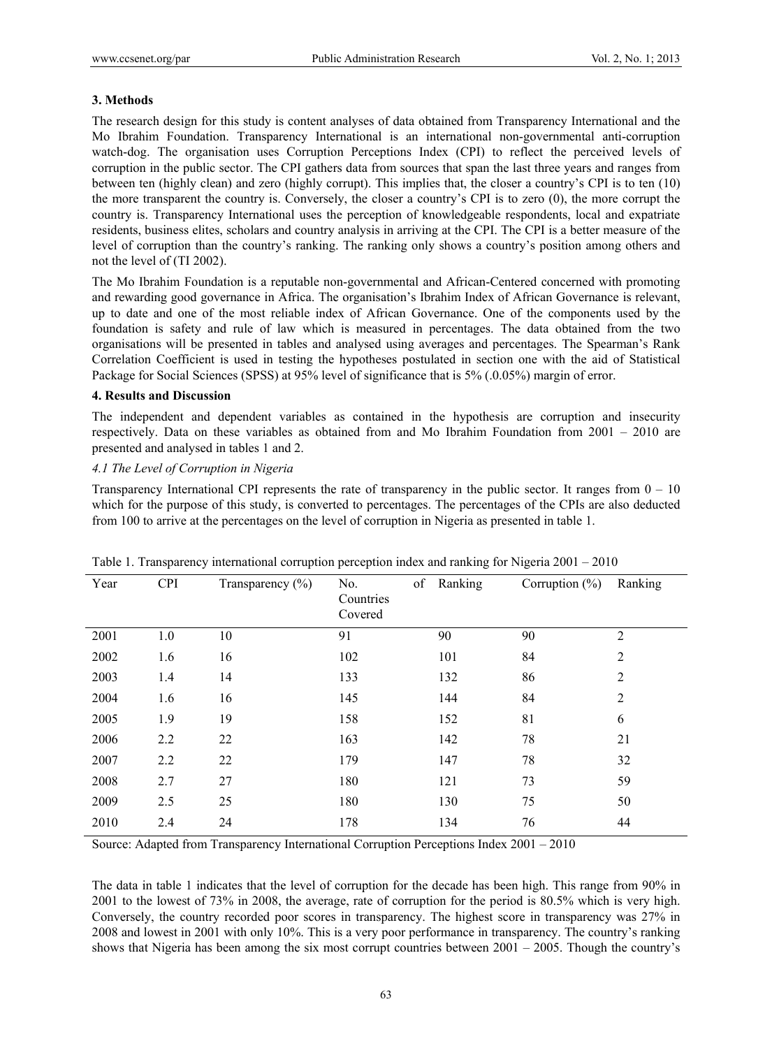### 3. Methods

The research design for this study is content analyses of data obtained from Transparency International and the Mo Ibrahim Foundation. Transparency International is an international non-governmental anti-corruption watch-dog. The organisation uses Corruption Perceptions Index (CPI) to reflect the perceived levels of corruption in the public sector. The CPI gathers data from sources that span the last three years and ranges from between ten (highly clean) and zero (highly corrupt). This implies that, the closer a country's CPI is to ten (10) the more transparent the country is. Conversely, the closer a country's CPI is to zero (0), the more corrupt the country is. Transparency International uses the perception of knowledgeable respondents, local and expatriate residents, business elites, scholars and country analysis in arriving at the CPI. The CPI is a better measure of the level of corruption than the country's ranking. The ranking only shows a country's position among others and not the level of (TI 2002).

The Mo Ibrahim Foundation is a reputable non-governmental and African-Centered concerned with promoting and rewarding good governance in Africa. The organisation's Ibrahim Index of African Governance is relevant, up to date and one of the most reliable index of African Governance. One of the components used by the foundation is safety and rule of law which is measured in percentages. The data obtained from the two organisations will be presented in tables and analysed using averages and percentages. The Spearman's Rank Correlation Coefficient is used in testing the hypotheses postulated in section one with the aid of Statistical Package for Social Sciences (SPSS) at 95% level of significance that is 5% (.0.05%) margin of error.

### 4. Results and Discussion

The independent and dependent variables as contained in the hypothesis are corruption and insecurity respectively. Data on these variables as obtained from and Mo Ibrahim Foundation from 2001 – 2010 are presented and analysed in tables 1 and 2.

#### *4.1 The Level of Corruption in Nigeria*

Transparency International CPI represents the rate of transparency in the public sector. It ranges from 0 – 10 which for the purpose of this study, is converted to percentages. The percentages of the CPIs are also deducted from 100 to arrive at the percentages on the level of corruption in Nigeria as presented in table 1.

Table 1. Transparency international corruption perception index and ranking for Nigeria 2001 – 2010

| Year | CPI | Transparency (%) | No. of Countries Covered | Ranking | Corruption (%) | Ranking |
|---|---|---|---|---|---|---|
| 2001 | 1.0 | 10 | 91 | 90 | 90 | 2 |
| 2002 | 1.6 | 16 | 102 | 101 | 84 | 2 |
| 2003 | 1.4 | 14 | 133 | 132 | 86 | 2 |
| 2004 | 1.6 | 16 | 145 | 144 | 84 | 2 |
| 2005 | 1.9 | 19 | 158 | 152 | 81 | 6 |
| 2006 | 2.2 | 22 | 163 | 142 | 78 | 21 |
| 2007 | 2.2 | 22 | 179 | 147 | 78 | 32 |
| 2008 | 2.7 | 27 | 180 | 121 | 73 | 59 |
| 2009 | 2.5 | 25 | 180 | 130 | 75 | 50 |
| 2010 | 2.4 | 24 | 178 | 134 | 76 | 44 |

Source: Adapted from Transparency International Corruption Perceptions Index 2001 – 2010

The data in table 1 indicates that the level of corruption for the decade has been high. This range from 90% in 2001 to the lowest of 73% in 2008, the average, rate of corruption for the period is 80.5% which is very high. Conversely, the country recorded poor scores in transparency. The highest score in transparency was 27% in 2008 and lowest in 2001 with only 10%. This is a very poor performance in transparency. The country's ranking shows that Nigeria has been among the six most corrupt countries between 2001 – 2005. Though the country's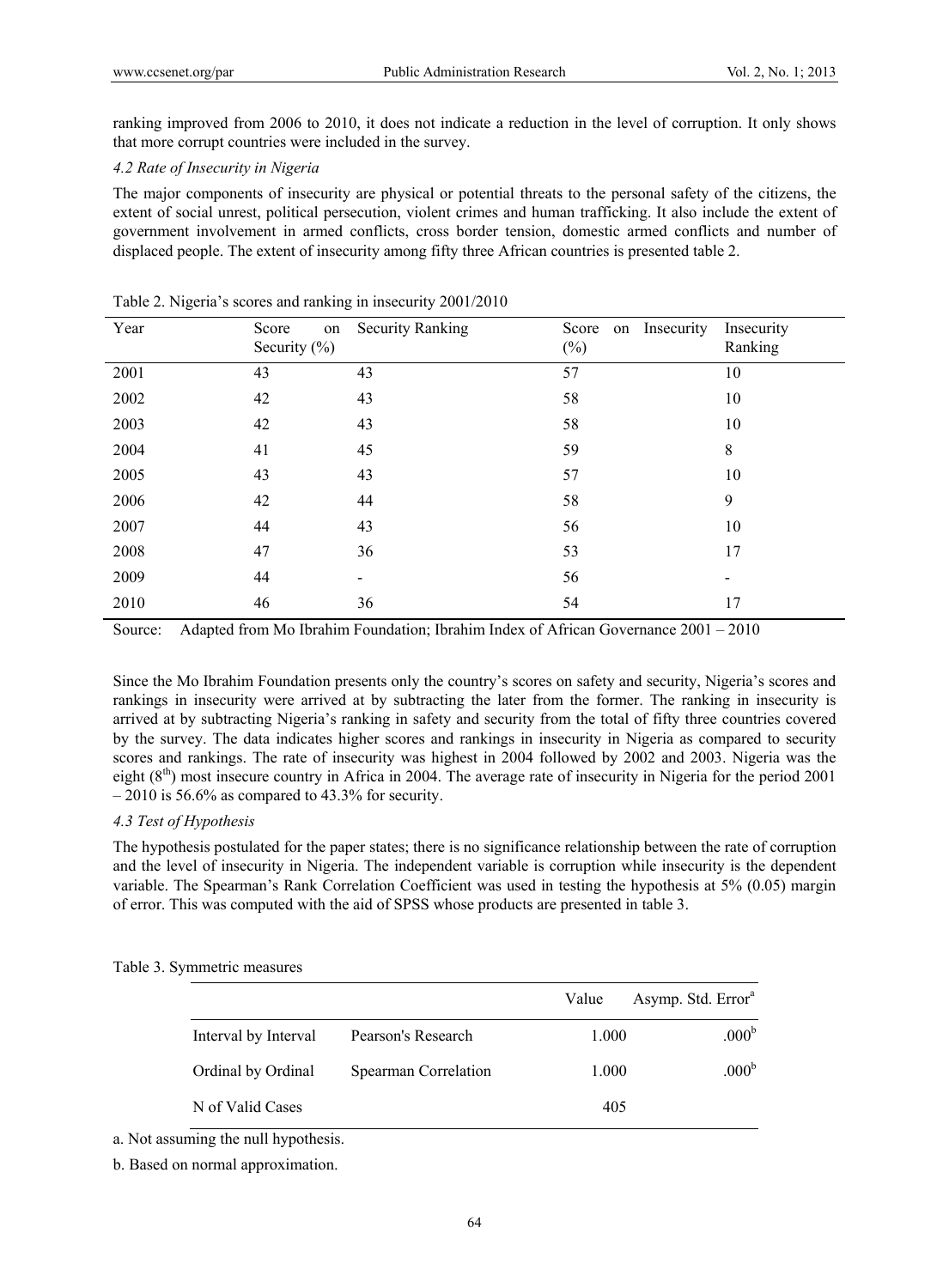ranking improved from 2006 to 2010, it does not indicate a reduction in the level of corruption. It only shows that more corrupt countries were included in the survey.

### *4.2 Rate of Insecurity in Nigeria*

The major components of insecurity are physical or potential threats to the personal safety of the citizens, the extent of social unrest, political persecution, violent crimes and human trafficking. It also include the extent of government involvement in armed conflicts, cross border tension, domestic armed conflicts and number of displaced people. The extent of insecurity among fifty three African countries is presented table 2.

Table 2. Nigeria's scores and ranking in insecurity 2001/2010

| Year | Score on Security (%) | Security Ranking | Score on Insecurity (%) | Insecurity Ranking |
|---|---|---|---|---|
| 2001 | 43 | 43 | 57 | 10 |
| 2002 | 42 | 43 | 58 | 10 |
| 2003 | 42 | 43 | 58 | 10 |
| 2004 | 41 | 45 | 59 | 8 |
| 2005 | 43 | 43 | 57 | 10 |
| 2006 | 42 | 44 | 58 | 9 |
| 2007 | 44 | 43 | 56 | 10 |
| 2008 | 47 | 36 | 53 | 17 |
| 2009 | 44 | - | 56 | - |
| 2010 | 46 | 36 | 54 | 17 |

Source: Adapted from Mo Ibrahim Foundation; Ibrahim Index of African Governance 2001 – 2010

Since the Mo Ibrahim Foundation presents only the country's scores on safety and security, Nigeria's scores and rankings in insecurity were arrived at by subtracting the later from the former. The ranking in insecurity is arrived at by subtracting Nigeria's ranking in safety and security from the total of fifty three countries covered by the survey. The data indicates higher scores and rankings in insecurity in Nigeria as compared to security scores and rankings. The rate of insecurity was highest in 2004 followed by 2002 and 2003. Nigeria was the eight (8th) most insecure country in Africa in 2004. The average rate of insecurity in Nigeria for the period 2001 – 2010 is 56.6% as compared to 43.3% for security.

### *4.3 Test of Hypothesis*

The hypothesis postulated for the paper states; there is no significance relationship between the rate of corruption and the level of insecurity in Nigeria. The independent variable is corruption while insecurity is the dependent variable. The Spearman's Rank Correlation Coefficient was used in testing the hypothesis at 5% (0.05) margin of error. This was computed with the aid of SPSS whose products are presented in table 3.

Table 3. Symmetric measures

| | | Value | Asymp. Std. Error[a] |
|---|---|---|---|
| Interval by Interval | Pearson's Research | 1.000 | .000[b] |
| Ordinal by Ordinal | Spearman Correlation | 1.000 | .000[b] |
| N of Valid Cases | | 405 | |

a. Not assuming the null hypothesis.

b. Based on normal approximation.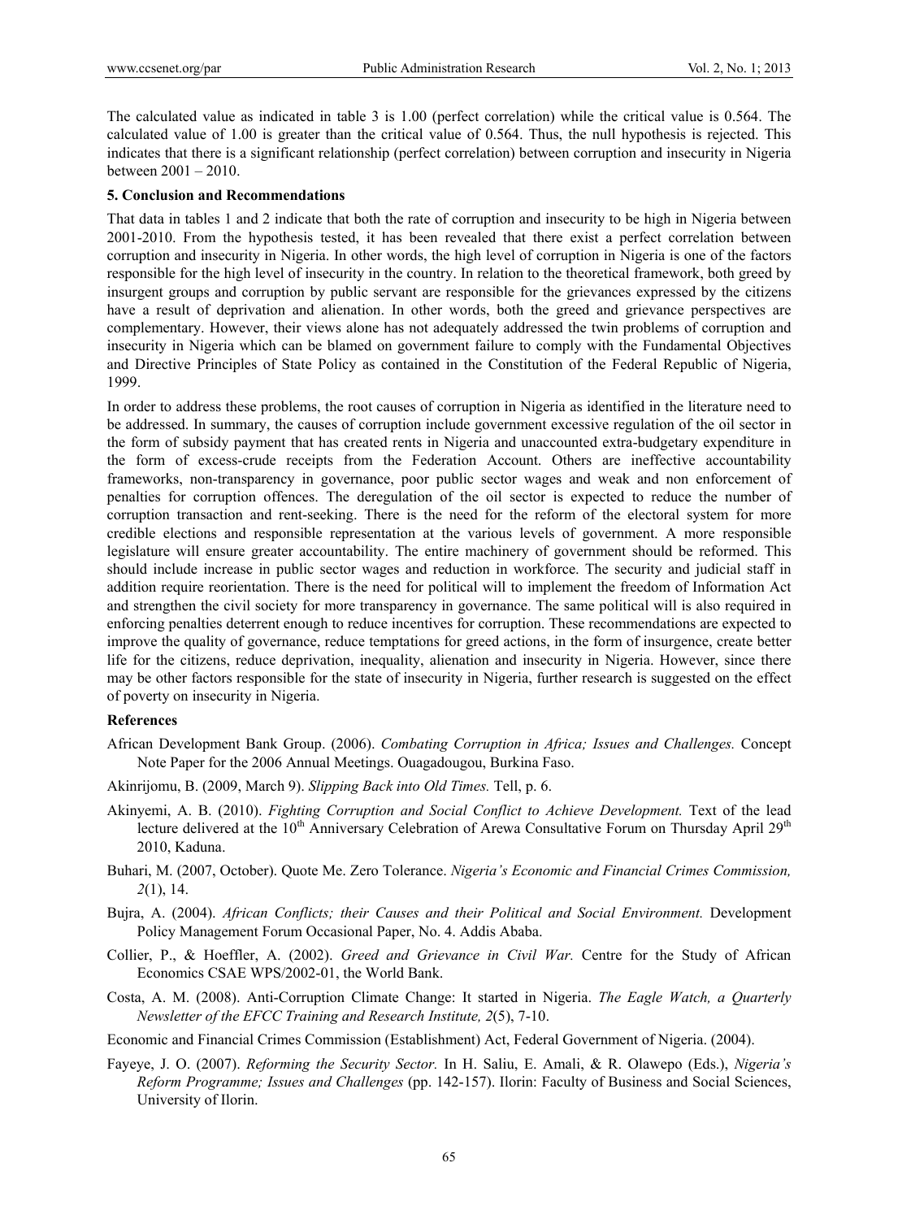The calculated value as indicated in table 3 is 1.00 (perfect correlation) while the critical value is 0.564. The calculated value of 1.00 is greater than the critical value of 0.564. Thus, the null hypothesis is rejected. This indicates that there is a significant relationship (perfect correlation) between corruption and insecurity in Nigeria between 2001 – 2010.

## 5. Conclusion and Recommendations

That data in tables 1 and 2 indicate that both the rate of corruption and insecurity to be high in Nigeria between 2001-2010. From the hypothesis tested, it has been revealed that there exist a perfect correlation between corruption and insecurity in Nigeria. In other words, the high level of corruption in Nigeria is one of the factors responsible for the high level of insecurity in the country. In relation to the theoretical framework, both greed by insurgent groups and corruption by public servant are responsible for the grievances expressed by the citizens have a result of deprivation and alienation. In other words, both the greed and grievance perspectives are complementary. However, their views alone has not adequately addressed the twin problems of corruption and insecurity in Nigeria which can be blamed on government failure to comply with the Fundamental Objectives and Directive Principles of State Policy as contained in the Constitution of the Federal Republic of Nigeria, 1999.

In order to address these problems, the root causes of corruption in Nigeria as identified in the literature need to be addressed. In summary, the causes of corruption include government excessive regulation of the oil sector in the form of subsidy payment that has created rents in Nigeria and unaccounted extra-budgetary expenditure in the form of excess-crude receipts from the Federation Account. Others are ineffective accountability frameworks, non-transparency in governance, poor public sector wages and weak and non enforcement of penalties for corruption offences. The deregulation of the oil sector is expected to reduce the number of corruption transaction and rent-seeking. There is the need for the reform of the electoral system for more credible elections and responsible representation at the various levels of government. A more responsible legislature will ensure greater accountability. The entire machinery of government should be reformed. This should include increase in public sector wages and reduction in workforce. The security and judicial staff in addition require reorientation. There is the need for political will to implement the freedom of Information Act and strengthen the civil society for more transparency in governance. The same political will is also required in enforcing penalties deterrent enough to reduce incentives for corruption. These recommendations are expected to improve the quality of governance, reduce temptations for greed actions, in the form of insurgence, create better life for the citizens, reduce deprivation, inequality, alienation and insecurity in Nigeria. However, since there may be other factors responsible for the state of insecurity in Nigeria, further research is suggested on the effect of poverty on insecurity in Nigeria.

## References

African Development Bank Group. (2006). *Combating Corruption in Africa; Issues and Challenges.* Concept Note Paper for the 2006 Annual Meetings. Ouagadougou, Burkina Faso.

Akinrijomu, B. (2009, March 9). *Slipping Back into Old Times.* Tell, p. 6.

Akinyemi, A. B. (2010). *Fighting Corruption and Social Conflict to Achieve Development.* Text of the lead lecture delivered at the 10th Anniversary Celebration of Arewa Consultative Forum on Thursday April 29th 2010, Kaduna.

Buhari, M. (2007, October). Quote Me. Zero Tolerance. *Nigeria's Economic and Financial Crimes Commission, 2*(1), 14.

Bujra, A. (2004). *African Conflicts; their Causes and their Political and Social Environment.* Development Policy Management Forum Occasional Paper, No. 4. Addis Ababa.

Collier, P., & Hoeffler, A. (2002). *Greed and Grievance in Civil War.* Centre for the Study of African Economics CSAE WPS/2002-01, the World Bank.

Costa, A. M. (2008). Anti-Corruption Climate Change: It started in Nigeria. *The Eagle Watch, a Quarterly Newsletter of the EFCC Training and Research Institute, 2*(5), 7-10.

Economic and Financial Crimes Commission (Establishment) Act, Federal Government of Nigeria. (2004).

Fayeye, J. O. (2007). *Reforming the Security Sector.* In H. Saliu, E. Amali, & R. Olawepo (Eds.), *Nigeria's Reform Programme; Issues and Challenges* (pp. 142-157). Ilorin: Faculty of Business and Social Sciences, University of Ilorin.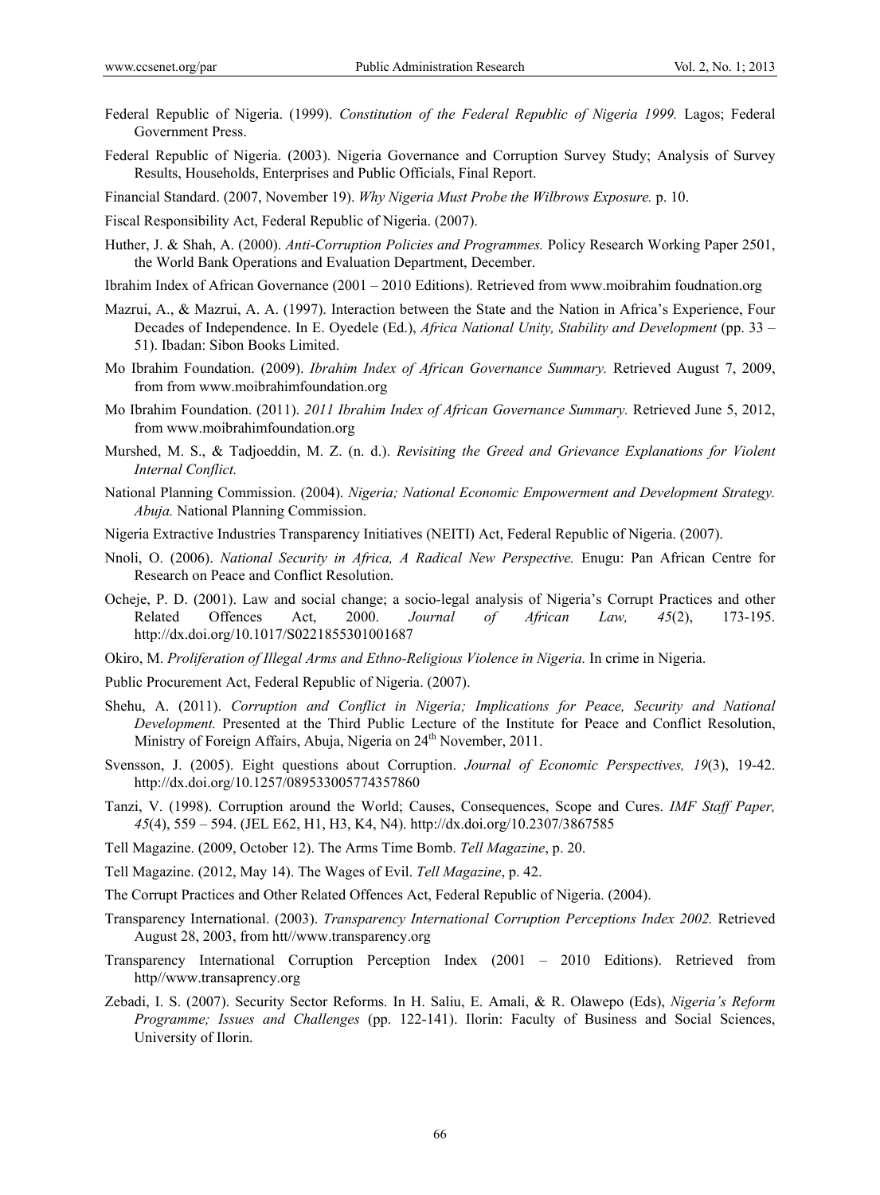Federal Republic of Nigeria. (1999). *Constitution of the Federal Republic of Nigeria 1999.* Lagos; Federal Government Press.

Federal Republic of Nigeria. (2003). Nigeria Governance and Corruption Survey Study; Analysis of Survey Results, Households, Enterprises and Public Officials, Final Report.

Financial Standard. (2007, November 19). *Why Nigeria Must Probe the Wilbrows Exposure.* p. 10.

Fiscal Responsibility Act, Federal Republic of Nigeria. (2007).

Huther, J. & Shah, A. (2000). *Anti-Corruption Policies and Programmes.* Policy Research Working Paper 2501, the World Bank Operations and Evaluation Department, December.

Ibrahim Index of African Governance (2001 – 2010 Editions). Retrieved from www.moibrahim foudnation.org

Mazrui, A., & Mazrui, A. A. (1997). Interaction between the State and the Nation in Africa's Experience, Four Decades of Independence. In E. Oyedele (Ed.), *Africa National Unity, Stability and Development* (pp. 33 – 51). Ibadan: Sibon Books Limited.

Mo Ibrahim Foundation. (2009). *Ibrahim Index of African Governance Summary.* Retrieved August 7, 2009, from from www.moibrahimfoundation.org

Mo Ibrahim Foundation. (2011). *2011 Ibrahim Index of African Governance Summary.* Retrieved June 5, 2012, from www.moibrahimfoundation.org

Murshed, M. S., & Tadjoeddin, M. Z. (n. d.). *Revisiting the Greed and Grievance Explanations for Violent Internal Conflict.*

National Planning Commission. (2004). *Nigeria; National Economic Empowerment and Development Strategy. Abuja.* National Planning Commission.

Nigeria Extractive Industries Transparency Initiatives (NEITI) Act, Federal Republic of Nigeria. (2007).

Nnoli, O. (2006). *National Security in Africa, A Radical New Perspective.* Enugu: Pan African Centre for Research on Peace and Conflict Resolution.

Ocheje, P. D. (2001). Law and social change; a socio-legal analysis of Nigeria's Corrupt Practices and other Related Offences Act, 2000. *Journal of African Law, 45*(2), 173-195. http://dx.doi.org/10.1017/S0221855301001687

Okiro, M. *Proliferation of Illegal Arms and Ethno-Religious Violence in Nigeria.* In crime in Nigeria.

Public Procurement Act, Federal Republic of Nigeria. (2007).

Shehu, A. (2011). *Corruption and Conflict in Nigeria; Implications for Peace, Security and National Development.* Presented at the Third Public Lecture of the Institute for Peace and Conflict Resolution, Ministry of Foreign Affairs, Abuja, Nigeria on 24th November, 2011.

Svensson, J. (2005). Eight questions about Corruption. *Journal of Economic Perspectives, 19*(3), 19-42. http://dx.doi.org/10.1257/089533005774357860

Tanzi, V. (1998). Corruption around the World; Causes, Consequences, Scope and Cures. *IMF Staff Paper, 45*(4), 559 – 594. (JEL E62, H1, H3, K4, N4). http://dx.doi.org/10.2307/3867585

Tell Magazine. (2009, October 12). The Arms Time Bomb. *Tell Magazine*, p. 20.

Tell Magazine. (2012, May 14). The Wages of Evil. *Tell Magazine*, p. 42.

The Corrupt Practices and Other Related Offences Act, Federal Republic of Nigeria. (2004).

Transparency International. (2003). *Transparency International Corruption Perceptions Index 2002.* Retrieved August 28, 2003, from htt//www.transparency.org

Transparency International Corruption Perception Index (2001 – 2010 Editions). Retrieved from http//www.transaprency.org

Zebadi, I. S. (2007). Security Sector Reforms. In H. Saliu, E. Amali, & R. Olawepo (Eds), *Nigeria's Reform Programme; Issues and Challenges* (pp. 122-141). Ilorin: Faculty of Business and Social Sciences, University of Ilorin.